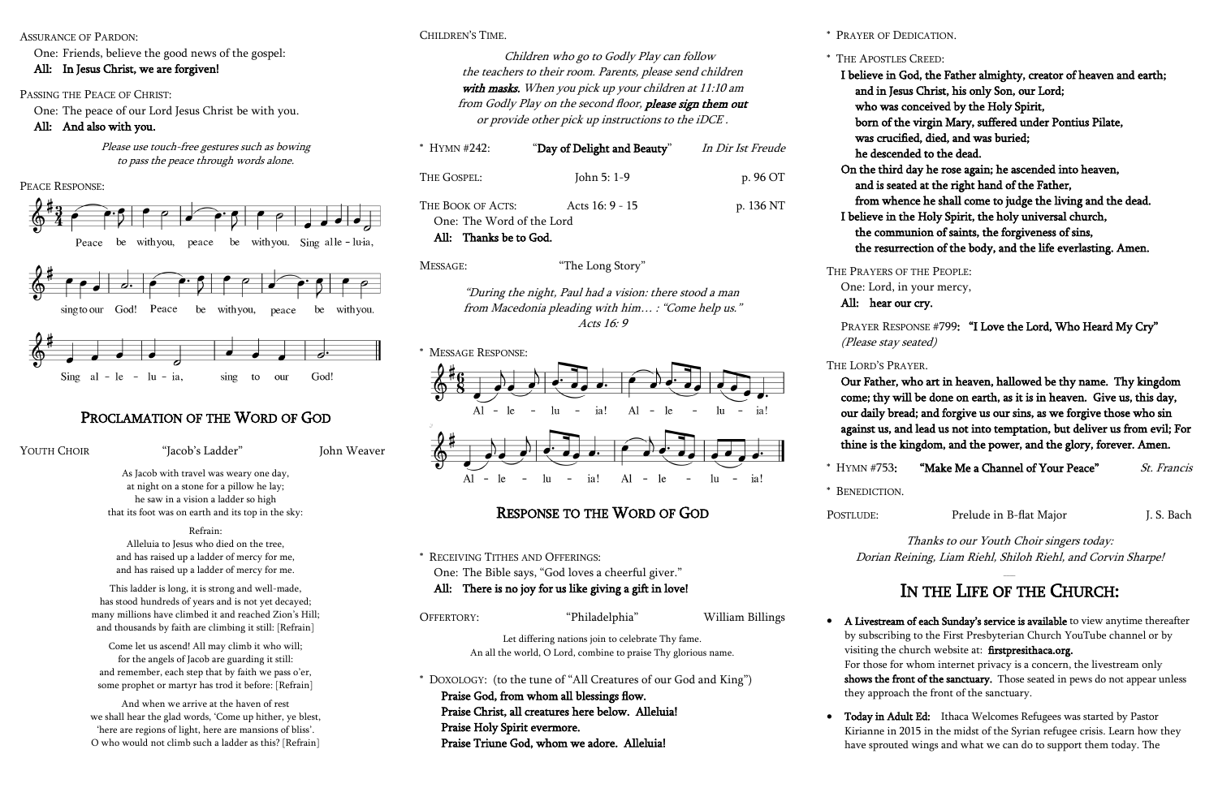Assurance of Pardon:

One: Friends, believe the good news of the gospel:

**All: In Jesus Christ, we are forgiven!**

Passing the Peace of Christ:

One: The peace of our Lord Jesus Christ be with you.

**All: And also with you.**

*Please use touch-free gestures such as bowing to pass the peace through words alone.*

Peace Response:

Peace be with you, peace be with you. Sing alleluia, sing to our God! Peace be with you, peace be with you. Sing alleluia, sing to our God!

## Proclamation of the Word of God

Youth Choir — "Jacob's Ladder" — John Weaver

As Jacob with travel was weary one day,
at night on a stone for a pillow he lay;
he saw in a vision a ladder so high
that its foot was on earth and its top in the sky:

Refrain:
Alleluia to Jesus who died on the tree,
and has raised up a ladder of mercy for me,
and has raised up a ladder of mercy for me.

This ladder is long, it is strong and well-made,
has stood hundreds of years and is not yet decayed;
many millions have climbed it and reached Zion's Hill;
and thousands by faith are climbing it still: [Refrain]

Come let us ascend! All may climb it who will;
for the angels of Jacob are guarding it still:
and remember, each step that by faith we pass o'er,
some prophet or martyr has trod it before: [Refrain]

And when we arrive at the haven of rest
we shall hear the glad words, 'Come up hither, ye blest,
'here are regions of light, here are mansions of bliss'.
O who would not climb such a ladder as this? [Refrain]

Children's Time.

*Children who go to Godly Play can follow the teachers to their room. Parents, please send children* ***with masks****. When you pick up your children at 11:10 am from Godly Play on the second floor,* ***please sign them out*** *or provide other pick up instructions to the iDCE .*

\* Hymn #242: **"Day of Delight and Beauty"** *In Dir Ist Freude*

The Gospel: John 5: 1-9 p. 96 OT

The Book of Acts: Acts 16: 9 - 15 p. 136 NT

One: The Word of the Lord

**All: Thanks be to God.**

Message: "The Long Story"

*"During the night, Paul had a vision: there stood a man from Macedonia pleading with him… : "Come help us." Acts 16: 9*

\* Message Response:

Alleluia! Alleluia! Alleluia! Alleluia!

## Response to the Word of God

\* Receiving Tithes and Offerings:

One: The Bible says, "God loves a cheerful giver."

**All: There is no joy for us like giving a gift in love!**

Offertory: "Philadelphia" William Billings

Let differing nations join to celebrate Thy fame.
An all the world, O Lord, combine to praise Thy glorious name.

\* Doxology: (to the tune of "All Creatures of our God and King")

**Praise God, from whom all blessings flow.**
**Praise Christ, all creatures here below. Alleluia!**
**Praise Holy Spirit evermore.**
**Praise Triune God, whom we adore. Alleluia!**

\* Prayer of Dedication.

\* The Apostles Creed:

**I believe in God, the Father almighty, creator of heaven and earth;**
**and in Jesus Christ, his only Son, our Lord;**
**who was conceived by the Holy Spirit,**
**born of the virgin Mary, suffered under Pontius Pilate,**
**was crucified, died, and was buried;**
**he descended to the dead.**
**On the third day he rose again; he ascended into heaven,**
**and is seated at the right hand of the Father,**
**from whence he shall come to judge the living and the dead.**
**I believe in the Holy Spirit, the holy universal church,**
**the communion of saints, the forgiveness of sins,**
**the resurrection of the body, and the life everlasting. Amen.**

The Prayers of the People:

One: Lord, in your mercy,

**All: hear our cry.**

Prayer Response #799: **"I Love the Lord, Who Heard My Cry"** *(Please stay seated)*

The Lord's Prayer.

**Our Father, who art in heaven, hallowed be thy name. Thy kingdom come; thy will be done on earth, as it is in heaven. Give us, this day, our daily bread; and forgive us our sins, as we forgive those who sin against us, and lead us not into temptation, but deliver us from evil; For thine is the kingdom, and the power, and the glory, forever. Amen.**

\* Hymn #753: **"Make Me a Channel of Your Peace"** *St. Francis*

\* Benediction.

Postlude: Prelude in B-flat Major J. S. Bach

*Thanks to our Youth Choir singers today: Dorian Reining, Liam Riehl, Shiloh Riehl, and Corvin Sharpe!*

## In the Life of the Church:

- **A Livestream of each Sunday's service is available** to view anytime thereafter by subscribing to the First Presbyterian Church YouTube channel or by visiting the church website at: **firstpresithaca.org.** For those for whom internet privacy is a concern, the livestream only **shows the front of the sanctuary.** Those seated in pews do not appear unless they approach the front of the sanctuary.
- **Today in Adult Ed:** Ithaca Welcomes Refugees was started by Pastor Kirianne in 2015 in the midst of the Syrian refugee crisis. Learn how they have sprouted wings and what we can do to support them today. The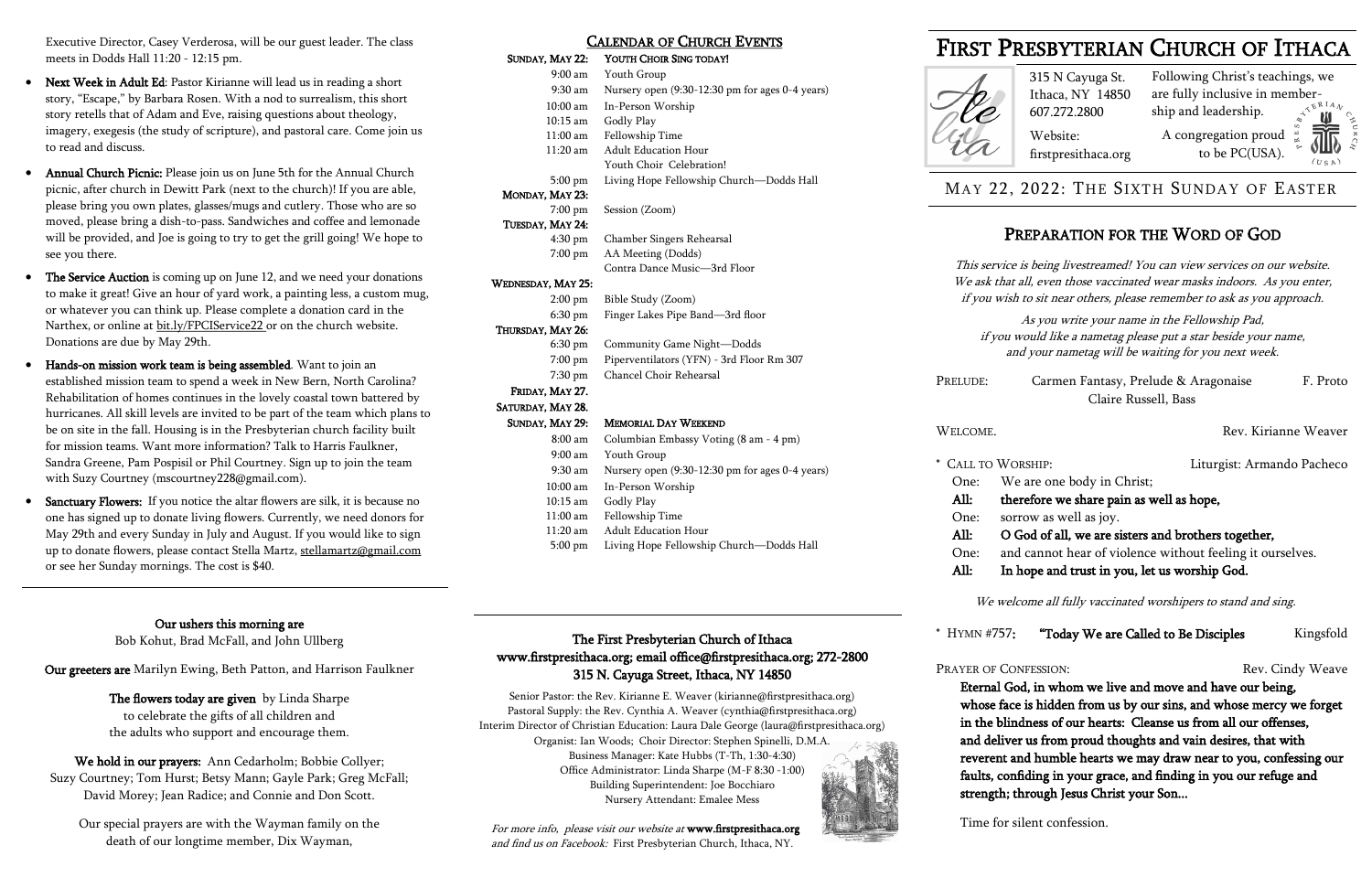Executive Director, Casey Verderosa, will be our guest leader. The class meets in Dodds Hall 11:20 - 12:15 pm.

- **Next Week in Adult Ed**: Pastor Kirianne will lead us in reading a short story, "Escape," by Barbara Rosen. With a nod to surrealism, this short story retells that of Adam and Eve, raising questions about theology, imagery, exegesis (the study of scripture), and pastoral care. Come join us to read and discuss.
- **Annual Church Picnic:** Please join us on June 5th for the Annual Church picnic, after church in Dewitt Park (next to the church)! If you are able, please bring you own plates, glasses/mugs and cutlery. Those who are so moved, please bring a dish-to-pass. Sandwiches and coffee and lemonade will be provided, and Joe is going to try to get the grill going! We hope to see you there.
- **The Service Auction** is coming up on June 12, and we need your donations to make it great! Give an hour of yard work, a painting less, a custom mug, or whatever you can think up. Please complete a donation card in the Narthex, or online at bit.ly/FPCIService22 or on the church website. Donations are due by May 29th.
- **Hands-on mission work team is being assembled**. Want to join an established mission team to spend a week in New Bern, North Carolina? Rehabilitation of homes continues in the lovely coastal town battered by hurricanes. All skill levels are invited to be part of the team which plans to be on site in the fall. Housing is in the Presbyterian church facility built for mission teams. Want more information? Talk to Harris Faulkner, Sandra Greene, Pam Pospisil or Phil Courtney. Sign up to join the team with Suzy Courtney (mscourtney228@gmail.com).
- **Sanctuary Flowers:** If you notice the altar flowers are silk, it is because no one has signed up to donate living flowers. Currently, we need donors for May 29th and every Sunday in July and August. If you would like to sign up to donate flowers, please contact Stella Martz, stellamartz@gmail.com or see her Sunday mornings. The cost is $40.

**Our ushers this morning are**
Bob Kohut, Brad McFall, and John Ullberg

**Our greeters are** Marilyn Ewing, Beth Patton, and Harrison Faulkner

**The flowers today are given** by Linda Sharpe
to celebrate the gifts of all children and
the adults who support and encourage them.

**We hold in our prayers:** Ann Cedarholm; Bobbie Collyer; Suzy Courtney; Tom Hurst; Betsy Mann; Gayle Park; Greg McFall; David Morey; Jean Radice; and Connie and Don Scott.

Our special prayers are with the Wayman family on the death of our longtime member, Dix Wayman,

## CALENDAR OF CHURCH EVENTS

**SUNDAY, MAY 22:** **YOUTH CHOIR SING TODAY!**
- 9:00 am Youth Group
- 9:30 am Nursery open (9:30-12:30 pm for ages 0-4 years)
- 10:00 am In-Person Worship
- 10:15 am Godly Play
- 11:00 am Fellowship Time
- 11:20 am Adult Education Hour
  Youth Choir Celebration!
- 5:00 pm Living Hope Fellowship Church—Dodds Hall

**MONDAY, MAY 23:**
- 7:00 pm Session (Zoom)

**TUESDAY, MAY 24:**
- 4:30 pm Chamber Singers Rehearsal
- 7:00 pm AA Meeting (Dodds)
  Contra Dance Music—3rd Floor

**WEDNESDAY, MAY 25:**
- 2:00 pm Bible Study (Zoom)
- 6:30 pm Finger Lakes Pipe Band—3rd floor

**THURSDAY, MAY 26:**
- 6:30 pm Community Game Night—Dodds
- 7:00 pm Piperventilators (YFN) - 3rd Floor Rm 307
- 7:30 pm Chancel Choir Rehearsal

**FRIDAY, MAY 27.**

**SATURDAY, MAY 28.**

**SUNDAY, MAY 29:** **MEMORIAL DAY WEEKEND**
- 8:00 am Columbian Embassy Voting (8 am - 4 pm)
- 9:00 am Youth Group
- 9:30 am Nursery open (9:30-12:30 pm for ages 0-4 years)
- 10:00 am In-Person Worship
- 10:15 am Godly Play
- 11:00 am Fellowship Time
- 11:20 am Adult Education Hour
- 5:00 pm Living Hope Fellowship Church—Dodds Hall

**The First Presbyterian Church of Ithaca**
**www.firstpresithaca.org; email office@firstpresithaca.org; 272-2800**
**315 N. Cayuga Street, Ithaca, NY 14850**

Senior Pastor: the Rev. Kirianne E. Weaver (kirianne@firstpresithaca.org)
Pastoral Supply: the Rev. Cynthia A. Weaver (cynthia@firstpresithaca.org)
Interim Director of Christian Education: Laura Dale George (laura@firstpresithaca.org)
Organist: Ian Woods; Choir Director: Stephen Spinelli, D.M.A.
Business Manager: Kate Hubbs (T-Th, 1:30-4:30)
Office Administrator: Linda Sharpe (M-F 8:30 -1:00)
Building Superintendent: Joe Bocchiaro
Nursery Attendant: Emalee Mess

*For more info, please visit our website at* **www.firstpresithaca.org** *and find us on Facebook:* First Presbyterian Church, Ithaca, NY.

# FIRST PRESBYTERIAN CHURCH OF ITHACA

315 N Cayuga St.
Ithaca, NY 14850
607.272.2800
Website:
firstpresithaca.org

Following Christ's teachings, we are fully inclusive in membership and leadership.
A congregation proud to be PC(USA).

## MAY 22, 2022: THE SIXTH SUNDAY OF EASTER

## PREPARATION FOR THE WORD OF GOD

*This service is being livestreamed! You can view services on our website. We ask that all, even those vaccinated wear masks indoors. As you enter, if you wish to sit near others, please remember to ask as you approach.*

*As you write your name in the Fellowship Pad, if you would like a nametag please put a star beside your name, and your nametag will be waiting for you next week.*

PRELUDE: Carmen Fantasy, Prelude & Aragonaise — F. Proto
Claire Russell, Bass

WELCOME. — Rev. Kirianne Weaver

\* CALL TO WORSHIP: — Liturgist: Armando Pacheco

One: We are one body in Christ;
**All: therefore we share pain as well as hope,**
One: sorrow as well as joy.
**All: O God of all, we are sisters and brothers together,**
One: and cannot hear of violence without feeling it ourselves.
**All: In hope and trust in you, let us worship God.**

*We welcome all fully vaccinated worshipers to stand and sing.*

\* HYMN #757: **"Today We are Called to Be Disciples"** — Kingsfold

PRAYER OF CONFESSION: — Rev. Cindy Weave

**Eternal God, in whom we live and move and have our being, whose face is hidden from us by our sins, and whose mercy we forget in the blindness of our hearts: Cleanse us from all our offenses, and deliver us from proud thoughts and vain desires, that with reverent and humble hearts we may draw near to you, confessing our faults, confiding in your grace, and finding in you our refuge and strength; through Jesus Christ your Son...**

Time for silent confession.